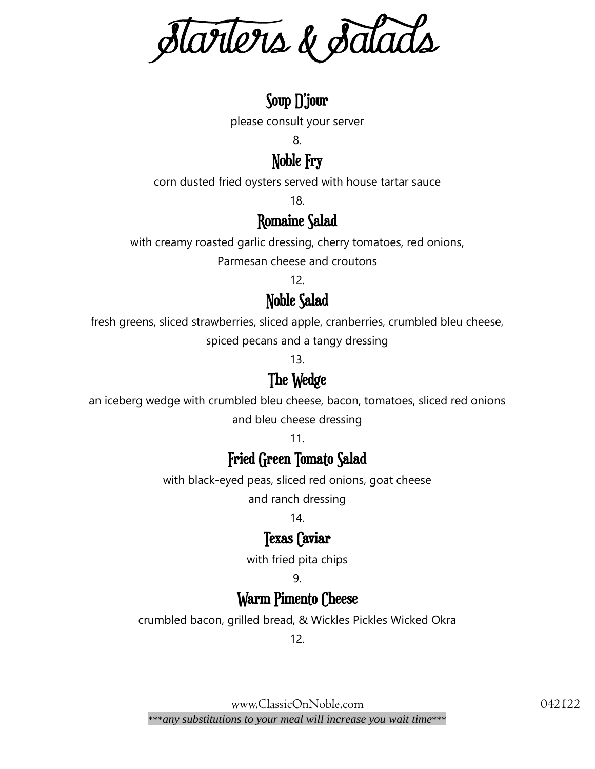# Starters & Salads

## Soup D'jour

please consult your server

8.

## Noble Fry

corn dusted fried oysters served with house tartar sauce

18.

## Romaine Salad

with creamy roasted garlic dressing, cherry tomatoes, red onions,
Parmesan cheese and croutons

12.

## Noble Salad

fresh greens, sliced strawberries, sliced apple, cranberries, crumbled bleu cheese,
spiced pecans and a tangy dressing

13.

## The Wedge

an iceberg wedge with crumbled bleu cheese, bacon, tomatoes, sliced red onions
and bleu cheese dressing

11.

## Fried Green Tomato Salad

with black-eyed peas, sliced red onions, goat cheese
and ranch dressing

14.

## Texas Caviar

with fried pita chips

9.

## Warm Pimento Cheese

crumbled bacon, grilled bread, & Wickles Pickles Wicked Okra

12.

www.ClassicOnNoble.com 042122

****any substitutions to your meal will increase you wait time****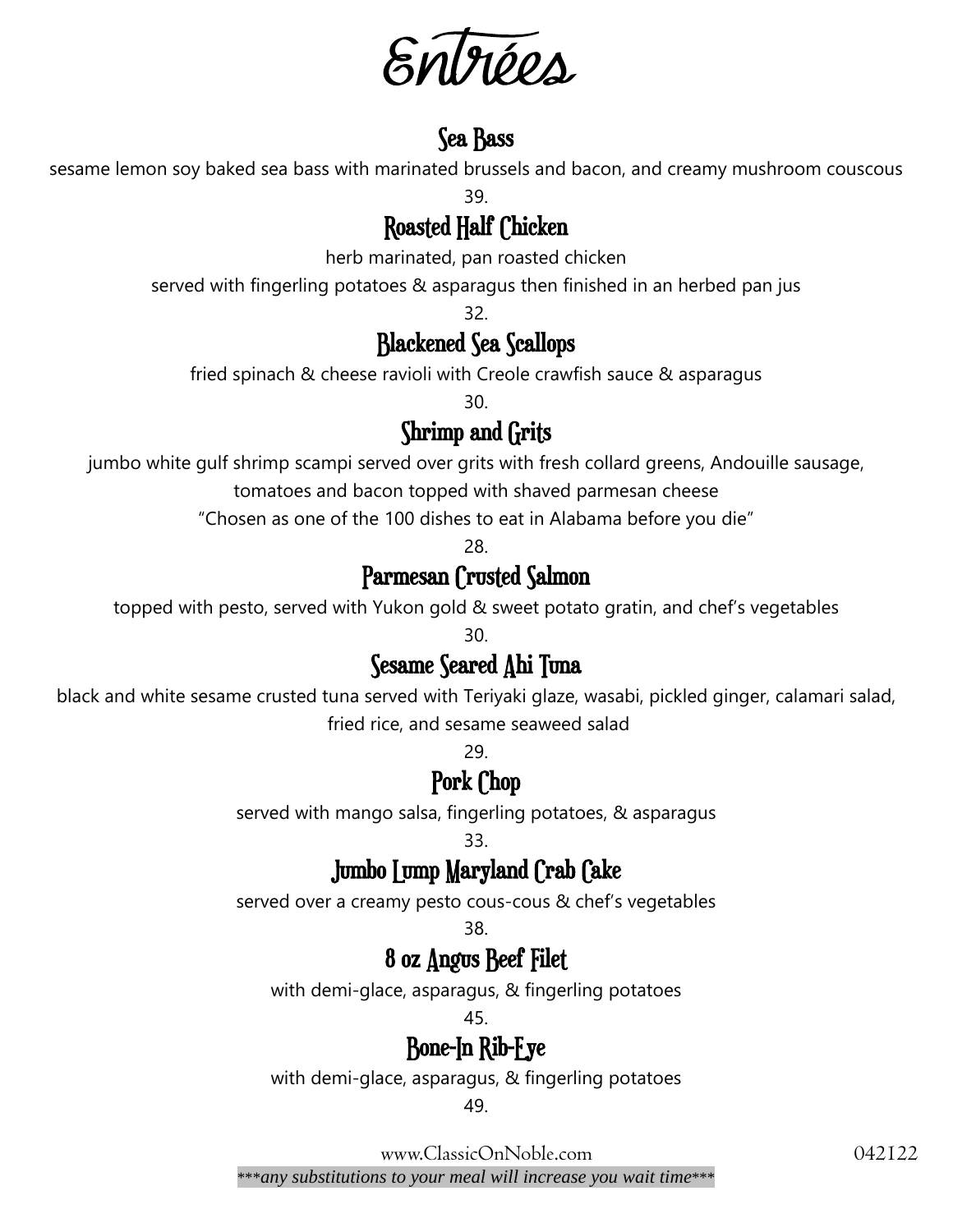# Entrées

## Sea Bass

sesame lemon soy baked sea bass with marinated brussels and bacon, and creamy mushroom couscous

39.

## Roasted Half Chicken

herb marinated, pan roasted chicken

served with fingerling potatoes & asparagus then finished in an herbed pan jus

32.

## Blackened Sea Scallops

fried spinach & cheese ravioli with Creole crawfish sauce & asparagus

30.

## Shrimp and Grits

jumbo white gulf shrimp scampi served over grits with fresh collard greens, Andouille sausage, tomatoes and bacon topped with shaved parmesan cheese

"Chosen as one of the 100 dishes to eat in Alabama before you die"

28.

## Parmesan Crusted Salmon

topped with pesto, served with Yukon gold & sweet potato gratin, and chef's vegetables

30.

## Sesame Seared Ahi Tuna

black and white sesame crusted tuna served with Teriyaki glaze, wasabi, pickled ginger, calamari salad, fried rice, and sesame seaweed salad

29.

## Pork Chop

served with mango salsa, fingerling potatoes, & asparagus

33.

## Jumbo Lump Maryland Crab Cake

served over a creamy pesto cous-cous & chef's vegetables

38.

## 8 oz Angus Beef Filet

with demi-glace, asparagus, & fingerling potatoes

45.

## Bone-In Rib-Eye

with demi-glace, asparagus, & fingerling potatoes

49.

www.ClassicOnNoble.com 042122

****any substitutions to your meal will increase you wait time****